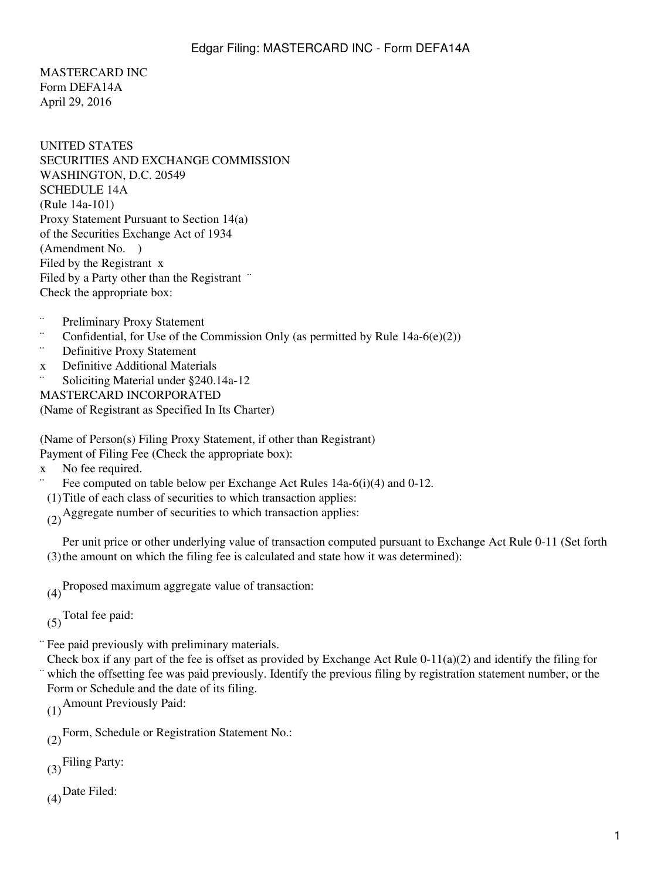MASTERCARD INC
Form DEFA14A
April 29, 2016

UNITED STATES
SECURITIES AND EXCHANGE COMMISSION
WASHINGTON, D.C. 20549
SCHEDULE 14A
(Rule 14a-101)
Proxy Statement Pursuant to Section 14(a)
of the Securities Exchange Act of 1934
(Amendment No. )
Filed by the Registrant x
Filed by a Party other than the Registrant ¨
Check the appropriate box:

- ¨ Preliminary Proxy Statement
- ¨ Confidential, for Use of the Commission Only (as permitted by Rule 14a-6(e)(2))
- ¨ Definitive Proxy Statement
- x Definitive Additional Materials
- ¨ Soliciting Material under §240.14a-12

MASTERCARD INCORPORATED
(Name of Registrant as Specified In Its Charter)

(Name of Person(s) Filing Proxy Statement, if other than Registrant)
Payment of Filing Fee (Check the appropriate box):

- x No fee required.
- ¨ Fee computed on table below per Exchange Act Rules 14a-6(i)(4) and 0-12.
  1. Title of each class of securities to which transaction applies:
  2. Aggregate number of securities to which transaction applies:
  3. Per unit price or other underlying value of transaction computed pursuant to Exchange Act Rule 0-11 (Set forth the amount on which the filing fee is calculated and state how it was determined):
  4. Proposed maximum aggregate value of transaction:
  5. Total fee paid:
- ¨ Fee paid previously with preliminary materials.
- ¨ Check box if any part of the fee is offset as provided by Exchange Act Rule 0-11(a)(2) and identify the filing for which the offsetting fee was paid previously. Identify the previous filing by registration statement number, or the Form or Schedule and the date of its filing.
  1. Amount Previously Paid:
  2. Form, Schedule or Registration Statement No.:
  3. Filing Party:
  4. Date Filed: